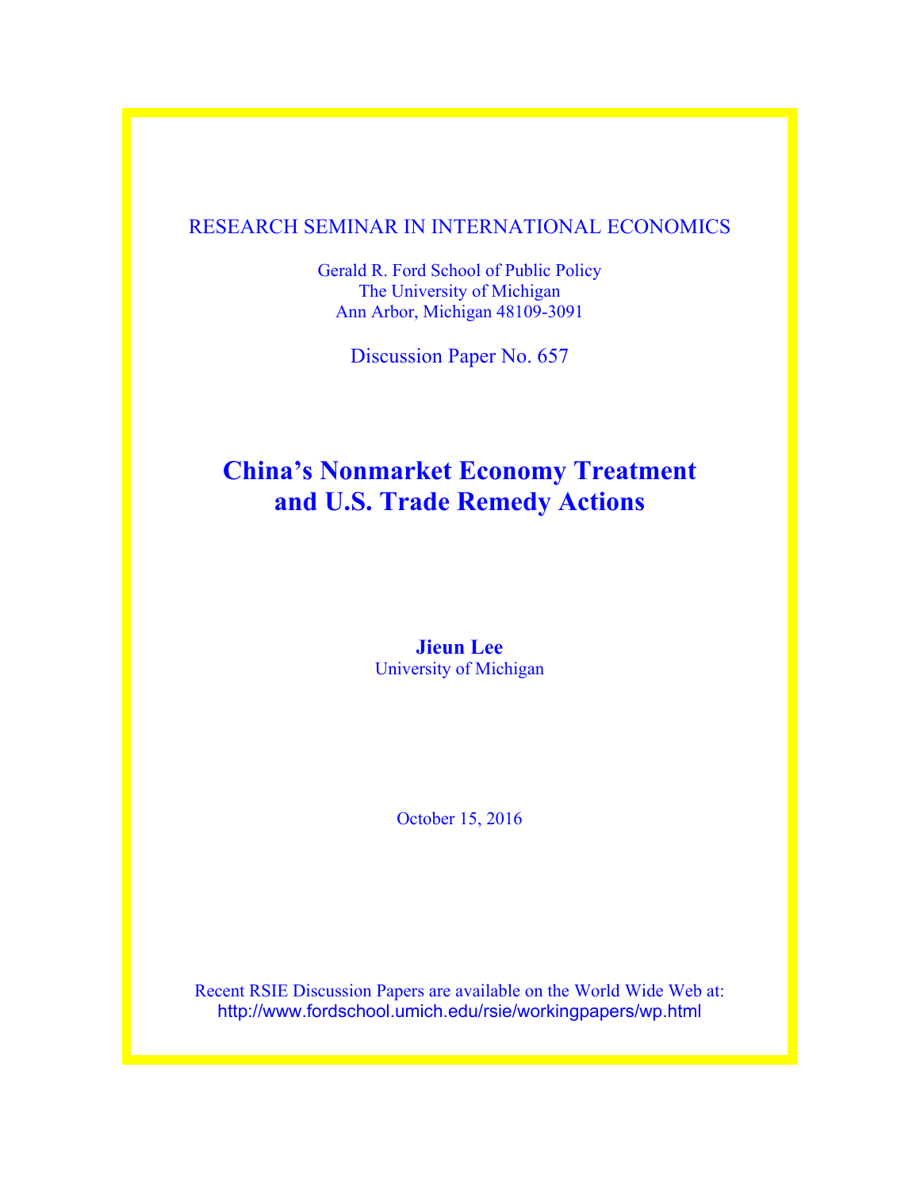RESEARCH SEMINAR IN INTERNATIONAL ECONOMICS

Gerald R. Ford School of Public Policy
The University of Michigan
Ann Arbor, Michigan 48109-3091

Discussion Paper No. 657

# China's Nonmarket Economy Treatment and U.S. Trade Remedy Actions

**Jieun Lee**
University of Michigan

October 15, 2016

Recent RSIE Discussion Papers are available on the World Wide Web at:
http://www.fordschool.umich.edu/rsie/workingpapers/wp.html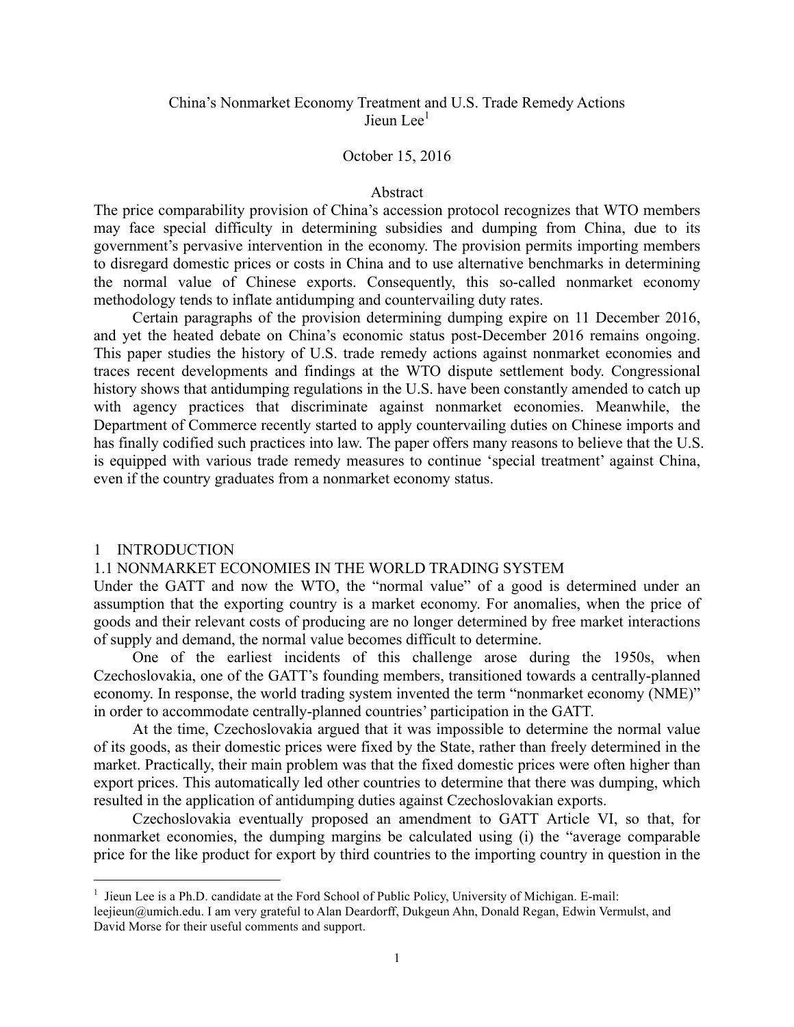China's Nonmarket Economy Treatment and U.S. Trade Remedy Actions

Jieun Lee[1]

October 15, 2016

## Abstract

The price comparability provision of China's accession protocol recognizes that WTO members may face special difficulty in determining subsidies and dumping from China, due to its government's pervasive intervention in the economy. The provision permits importing members to disregard domestic prices or costs in China and to use alternative benchmarks in determining the normal value of Chinese exports. Consequently, this so-called nonmarket economy methodology tends to inflate antidumping and countervailing duty rates.

Certain paragraphs of the provision determining dumping expire on 11 December 2016, and yet the heated debate on China's economic status post-December 2016 remains ongoing. This paper studies the history of U.S. trade remedy actions against nonmarket economies and traces recent developments and findings at the WTO dispute settlement body. Congressional history shows that antidumping regulations in the U.S. have been constantly amended to catch up with agency practices that discriminate against nonmarket economies. Meanwhile, the Department of Commerce recently started to apply countervailing duties on Chinese imports and has finally codified such practices into law. The paper offers many reasons to believe that the U.S. is equipped with various trade remedy measures to continue 'special treatment' against China, even if the country graduates from a nonmarket economy status.

## 1 INTRODUCTION

### 1.1 NONMARKET ECONOMIES IN THE WORLD TRADING SYSTEM

Under the GATT and now the WTO, the "normal value" of a good is determined under an assumption that the exporting country is a market economy. For anomalies, when the price of goods and their relevant costs of producing are no longer determined by free market interactions of supply and demand, the normal value becomes difficult to determine.

One of the earliest incidents of this challenge arose during the 1950s, when Czechoslovakia, one of the GATT's founding members, transitioned towards a centrally-planned economy. In response, the world trading system invented the term "nonmarket economy (NME)" in order to accommodate centrally-planned countries' participation in the GATT.

At the time, Czechoslovakia argued that it was impossible to determine the normal value of its goods, as their domestic prices were fixed by the State, rather than freely determined in the market. Practically, their main problem was that the fixed domestic prices were often higher than export prices. This automatically led other countries to determine that there was dumping, which resulted in the application of antidumping duties against Czechoslovakian exports.

Czechoslovakia eventually proposed an amendment to GATT Article VI, so that, for nonmarket economies, the dumping margins be calculated using (i) the "average comparable price for the like product for export by third countries to the importing country in question in the

---

[1] Jieun Lee is a Ph.D. candidate at the Ford School of Public Policy, University of Michigan. E-mail: leejieun@umich.edu. I am very grateful to Alan Deardorff, Dukgeun Ahn, Donald Regan, Edwin Vermulst, and David Morse for their useful comments and support.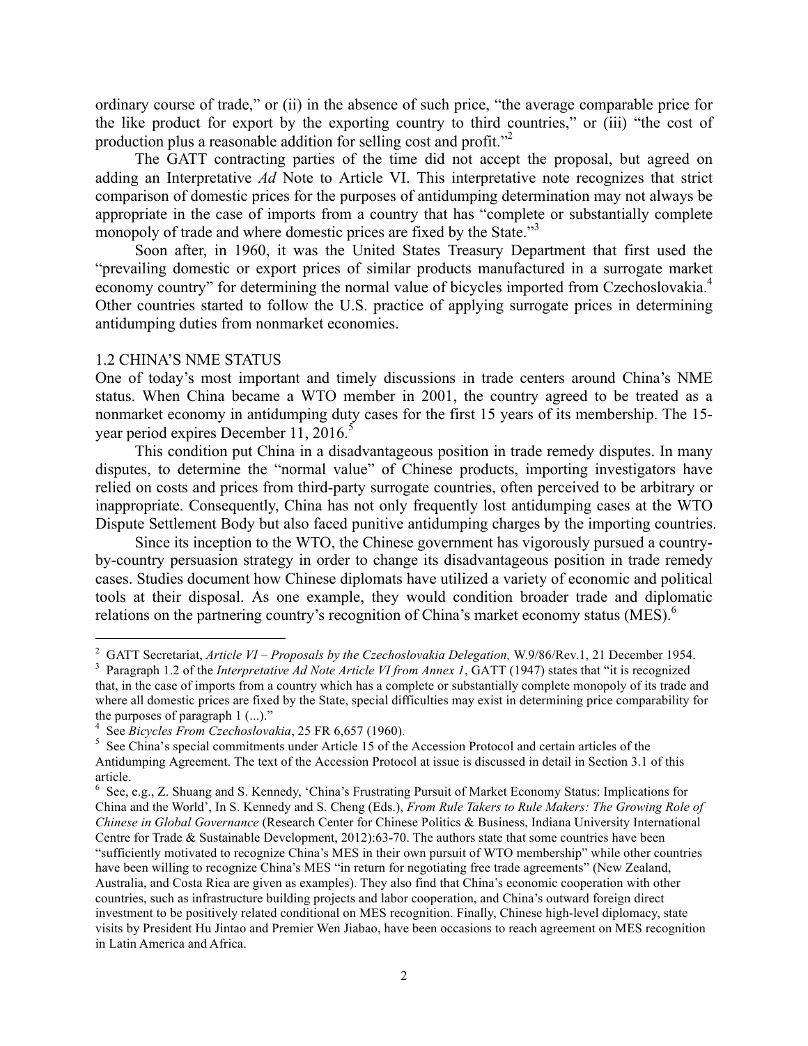ordinary course of trade," or (ii) in the absence of such price, "the average comparable price for the like product for export by the exporting country to third countries," or (iii) "the cost of production plus a reasonable addition for selling cost and profit."[2]

The GATT contracting parties of the time did not accept the proposal, but agreed on adding an Interpretative *Ad* Note to Article VI. This interpretative note recognizes that strict comparison of domestic prices for the purposes of antidumping determination may not always be appropriate in the case of imports from a country that has "complete or substantially complete monopoly of trade and where domestic prices are fixed by the State."[3]

Soon after, in 1960, it was the United States Treasury Department that first used the "prevailing domestic or export prices of similar products manufactured in a surrogate market economy country" for determining the normal value of bicycles imported from Czechoslovakia.[4] Other countries started to follow the U.S. practice of applying surrogate prices in determining antidumping duties from nonmarket economies.

## 1.2 CHINA'S NME STATUS

One of today's most important and timely discussions in trade centers around China's NME status. When China became a WTO member in 2001, the country agreed to be treated as a nonmarket economy in antidumping duty cases for the first 15 years of its membership. The 15-year period expires December 11, 2016.[5]

This condition put China in a disadvantageous position in trade remedy disputes. In many disputes, to determine the "normal value" of Chinese products, importing investigators have relied on costs and prices from third-party surrogate countries, often perceived to be arbitrary or inappropriate. Consequently, China has not only frequently lost antidumping cases at the WTO Dispute Settlement Body but also faced punitive antidumping charges by the importing countries.

Since its inception to the WTO, the Chinese government has vigorously pursued a country-by-country persuasion strategy in order to change its disadvantageous position in trade remedy cases. Studies document how Chinese diplomats have utilized a variety of economic and political tools at their disposal. As one example, they would condition broader trade and diplomatic relations on the partnering country's recognition of China's market economy status (MES).[6]

---

[2] GATT Secretariat, *Article VI – Proposals by the Czechoslovakia Delegation,* W.9/86/Rev.1, 21 December 1954.

[3] Paragraph 1.2 of the *Interpretative Ad Note Article VI from Annex 1*, GATT (1947) states that "it is recognized that, in the case of imports from a country which has a complete or substantially complete monopoly of its trade and where all domestic prices are fixed by the State, special difficulties may exist in determining price comparability for the purposes of paragraph 1 (...)."

[4] See *Bicycles From Czechoslovakia*, 25 FR 6,657 (1960).

[5] See China's special commitments under Article 15 of the Accession Protocol and certain articles of the Antidumping Agreement. The text of the Accession Protocol at issue is discussed in detail in Section 3.1 of this article.

[6] See, e.g., Z. Shuang and S. Kennedy, 'China's Frustrating Pursuit of Market Economy Status: Implications for China and the World', In S. Kennedy and S. Cheng (Eds.), *From Rule Takers to Rule Makers: The Growing Role of Chinese in Global Governance* (Research Center for Chinese Politics & Business, Indiana University International Centre for Trade & Sustainable Development, 2012):63-70. The authors state that some countries have been "sufficiently motivated to recognize China's MES in their own pursuit of WTO membership" while other countries have been willing to recognize China's MES "in return for negotiating free trade agreements" (New Zealand, Australia, and Costa Rica are given as examples). They also find that China's economic cooperation with other countries, such as infrastructure building projects and labor cooperation, and China's outward foreign direct investment to be positively related conditional on MES recognition. Finally, Chinese high-level diplomacy, state visits by President Hu Jintao and Premier Wen Jiabao, have been occasions to reach agreement on MES recognition in Latin America and Africa.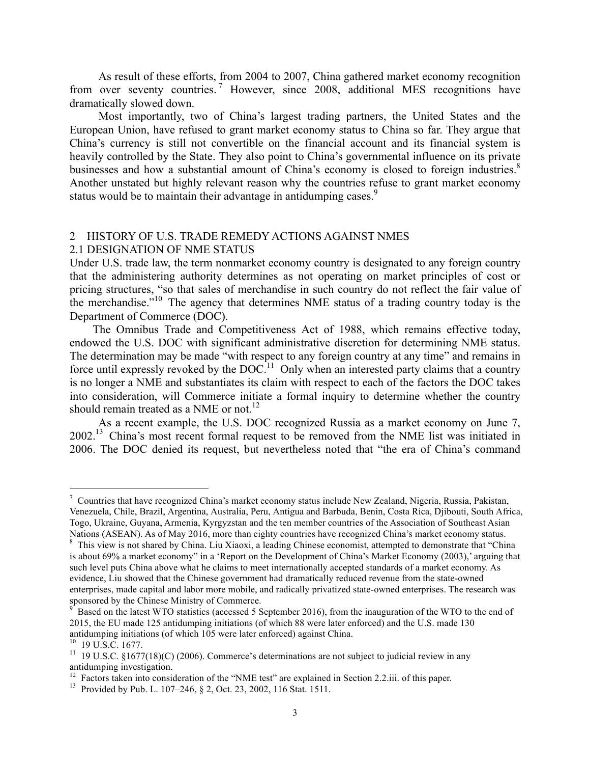As result of these efforts, from 2004 to 2007, China gathered market economy recognition from over seventy countries.[7] However, since 2008, additional MES recognitions have dramatically slowed down.

Most importantly, two of China's largest trading partners, the United States and the European Union, have refused to grant market economy status to China so far. They argue that China's currency is still not convertible on the financial account and its financial system is heavily controlled by the State. They also point to China's governmental influence on its private businesses and how a substantial amount of China's economy is closed to foreign industries.[8] Another unstated but highly relevant reason why the countries refuse to grant market economy status would be to maintain their advantage in antidumping cases.[9]

## 2 HISTORY OF U.S. TRADE REMEDY ACTIONS AGAINST NMES

### 2.1 DESIGNATION OF NME STATUS

Under U.S. trade law, the term nonmarket economy country is designated to any foreign country that the administering authority determines as not operating on market principles of cost or pricing structures, "so that sales of merchandise in such country do not reflect the fair value of the merchandise."[10] The agency that determines NME status of a trading country today is the Department of Commerce (DOC).

The Omnibus Trade and Competitiveness Act of 1988, which remains effective today, endowed the U.S. DOC with significant administrative discretion for determining NME status. The determination may be made "with respect to any foreign country at any time" and remains in force until expressly revoked by the DOC.[11] Only when an interested party claims that a country is no longer a NME and substantiates its claim with respect to each of the factors the DOC takes into consideration, will Commerce initiate a formal inquiry to determine whether the country should remain treated as a NME or not.[12]

As a recent example, the U.S. DOC recognized Russia as a market economy on June 7, 2002.[13] China's most recent formal request to be removed from the NME list was initiated in 2006. The DOC denied its request, but nevertheless noted that "the era of China's command

---

[7] Countries that have recognized China's market economy status include New Zealand, Nigeria, Russia, Pakistan, Venezuela, Chile, Brazil, Argentina, Australia, Peru, Antigua and Barbuda, Benin, Costa Rica, Djibouti, South Africa, Togo, Ukraine, Guyana, Armenia, Kyrgyzstan and the ten member countries of the Association of Southeast Asian Nations (ASEAN). As of May 2016, more than eighty countries have recognized China's market economy status.

[8] This view is not shared by China. Liu Xiaoxi, a leading Chinese economist, attempted to demonstrate that "China is about 69% a market economy" in a 'Report on the Development of China's Market Economy (2003),' arguing that such level puts China above what he claims to meet internationally accepted standards of a market economy. As evidence, Liu showed that the Chinese government had dramatically reduced revenue from the state-owned enterprises, made capital and labor more mobile, and radically privatized state-owned enterprises. The research was sponsored by the Chinese Ministry of Commerce.

[9] Based on the latest WTO statistics (accessed 5 September 2016), from the inauguration of the WTO to the end of 2015, the EU made 125 antidumping initiations (of which 88 were later enforced) and the U.S. made 130 antidumping initiations (of which 105 were later enforced) against China.

[10] 19 U.S.C. 1677.

[11] 19 U.S.C. §1677(18)(C) (2006). Commerce's determinations are not subject to judicial review in any antidumping investigation.

[12] Factors taken into consideration of the "NME test" are explained in Section 2.2.iii. of this paper.

[13] Provided by Pub. L. 107–246, § 2, Oct. 23, 2002, 116 Stat. 1511.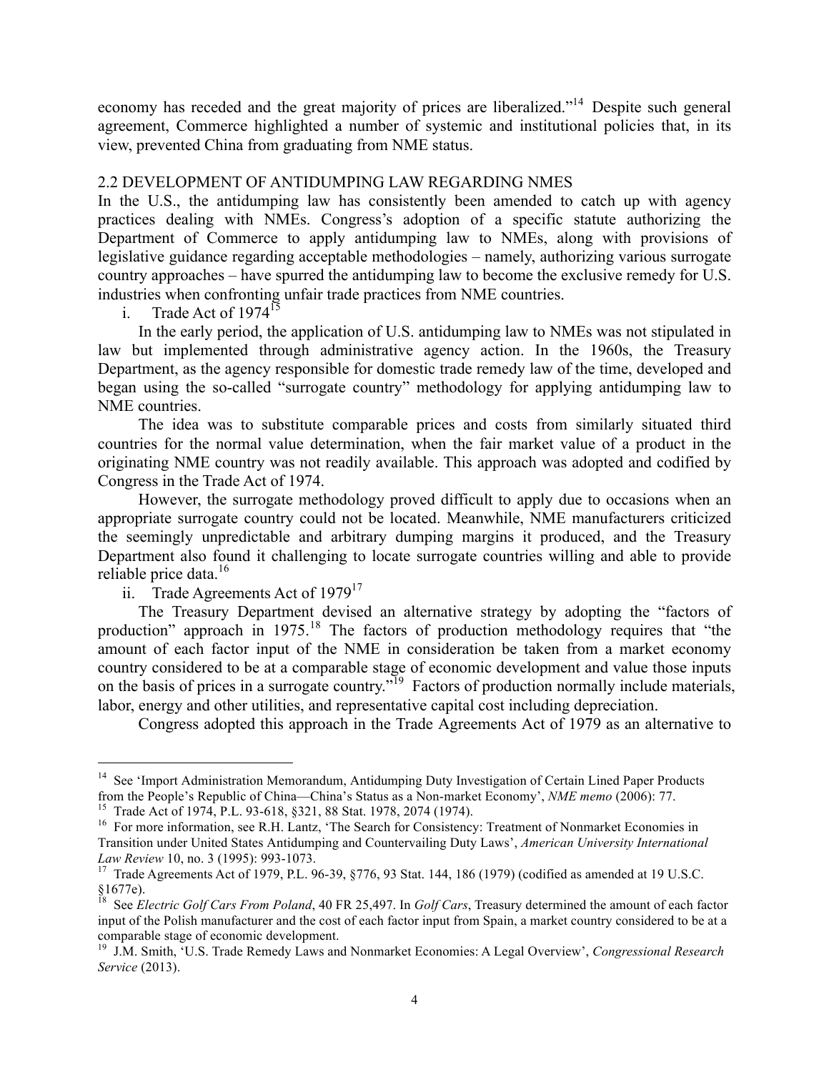economy has receded and the great majority of prices are liberalized."[14] Despite such general agreement, Commerce highlighted a number of systemic and institutional policies that, in its view, prevented China from graduating from NME status.

## 2.2 DEVELOPMENT OF ANTIDUMPING LAW REGARDING NMES

In the U.S., the antidumping law has consistently been amended to catch up with agency practices dealing with NMEs. Congress's adoption of a specific statute authorizing the Department of Commerce to apply antidumping law to NMEs, along with provisions of legislative guidance regarding acceptable methodologies – namely, authorizing various surrogate country approaches – have spurred the antidumping law to become the exclusive remedy for U.S. industries when confronting unfair trade practices from NME countries.

### i. Trade Act of 1974[15]

In the early period, the application of U.S. antidumping law to NMEs was not stipulated in law but implemented through administrative agency action. In the 1960s, the Treasury Department, as the agency responsible for domestic trade remedy law of the time, developed and began using the so-called "surrogate country" methodology for applying antidumping law to NME countries.

The idea was to substitute comparable prices and costs from similarly situated third countries for the normal value determination, when the fair market value of a product in the originating NME country was not readily available. This approach was adopted and codified by Congress in the Trade Act of 1974.

However, the surrogate methodology proved difficult to apply due to occasions when an appropriate surrogate country could not be located. Meanwhile, NME manufacturers criticized the seemingly unpredictable and arbitrary dumping margins it produced, and the Treasury Department also found it challenging to locate surrogate countries willing and able to provide reliable price data.[16]

### ii. Trade Agreements Act of 1979[17]

The Treasury Department devised an alternative strategy by adopting the "factors of production" approach in 1975.[18] The factors of production methodology requires that "the amount of each factor input of the NME in consideration be taken from a market economy country considered to be at a comparable stage of economic development and value those inputs on the basis of prices in a surrogate country."[19] Factors of production normally include materials, labor, energy and other utilities, and representative capital cost including depreciation.

Congress adopted this approach in the Trade Agreements Act of 1979 as an alternative to

---

[14] See 'Import Administration Memorandum, Antidumping Duty Investigation of Certain Lined Paper Products from the People's Republic of China—China's Status as a Non-market Economy', *NME memo* (2006): 77.

[15] Trade Act of 1974, P.L. 93-618, §321, 88 Stat. 1978, 2074 (1974).

[16] For more information, see R.H. Lantz, 'The Search for Consistency: Treatment of Nonmarket Economies in Transition under United States Antidumping and Countervailing Duty Laws', *American University International Law Review* 10, no. 3 (1995): 993-1073.

[17] Trade Agreements Act of 1979, P.L. 96-39, §776, 93 Stat. 144, 186 (1979) (codified as amended at 19 U.S.C. §1677e).

[18] See *Electric Golf Cars From Poland*, 40 FR 25,497. In *Golf Cars*, Treasury determined the amount of each factor input of the Polish manufacturer and the cost of each factor input from Spain, a market country considered to be at a comparable stage of economic development.

[19] J.M. Smith, 'U.S. Trade Remedy Laws and Nonmarket Economies: A Legal Overview', *Congressional Research Service* (2013).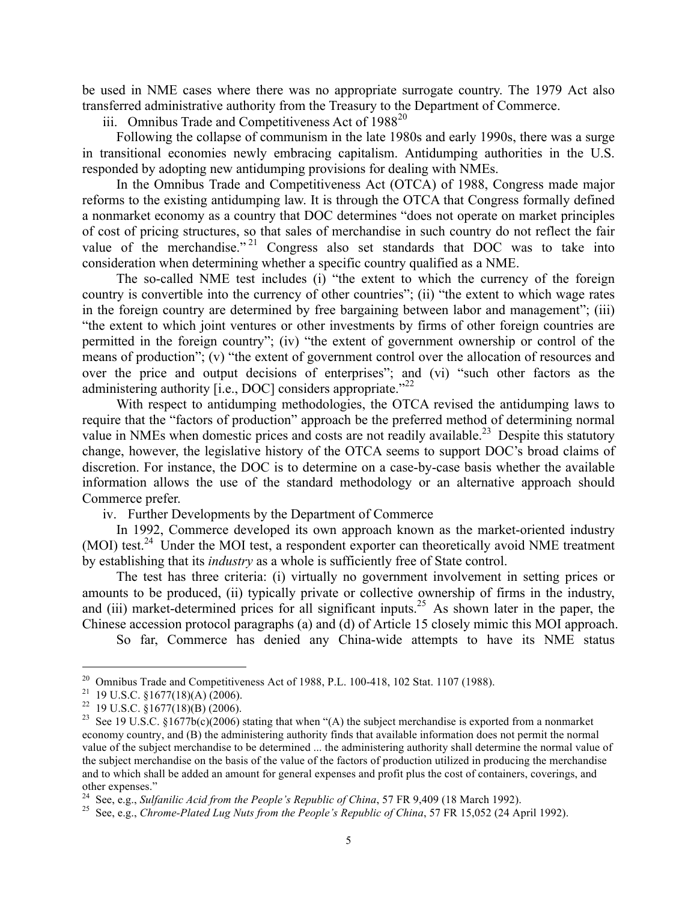be used in NME cases where there was no appropriate surrogate country. The 1979 Act also transferred administrative authority from the Treasury to the Department of Commerce.

iii. Omnibus Trade and Competitiveness Act of 1988[20]

Following the collapse of communism in the late 1980s and early 1990s, there was a surge in transitional economies newly embracing capitalism. Antidumping authorities in the U.S. responded by adopting new antidumping provisions for dealing with NMEs.

In the Omnibus Trade and Competitiveness Act (OTCA) of 1988, Congress made major reforms to the existing antidumping law. It is through the OTCA that Congress formally defined a nonmarket economy as a country that DOC determines "does not operate on market principles of cost of pricing structures, so that sales of merchandise in such country do not reflect the fair value of the merchandise."[21] Congress also set standards that DOC was to take into consideration when determining whether a specific country qualified as a NME.

The so-called NME test includes (i) "the extent to which the currency of the foreign country is convertible into the currency of other countries"; (ii) "the extent to which wage rates in the foreign country are determined by free bargaining between labor and management"; (iii) "the extent to which joint ventures or other investments by firms of other foreign countries are permitted in the foreign country"; (iv) "the extent of government ownership or control of the means of production"; (v) "the extent of government control over the allocation of resources and over the price and output decisions of enterprises"; and (vi) "such other factors as the administering authority [i.e., DOC] considers appropriate."[22]

With respect to antidumping methodologies, the OTCA revised the antidumping laws to require that the "factors of production" approach be the preferred method of determining normal value in NMEs when domestic prices and costs are not readily available.[23] Despite this statutory change, however, the legislative history of the OTCA seems to support DOC's broad claims of discretion. For instance, the DOC is to determine on a case-by-case basis whether the available information allows the use of the standard methodology or an alternative approach should Commerce prefer.

iv. Further Developments by the Department of Commerce

In 1992, Commerce developed its own approach known as the market-oriented industry (MOI) test.[24] Under the MOI test, a respondent exporter can theoretically avoid NME treatment by establishing that its *industry* as a whole is sufficiently free of State control.

The test has three criteria: (i) virtually no government involvement in setting prices or amounts to be produced, (ii) typically private or collective ownership of firms in the industry, and (iii) market-determined prices for all significant inputs.[25] As shown later in the paper, the Chinese accession protocol paragraphs (a) and (d) of Article 15 closely mimic this MOI approach.

So far, Commerce has denied any China-wide attempts to have its NME status

---

[20] Omnibus Trade and Competitiveness Act of 1988, P.L. 100-418, 102 Stat. 1107 (1988).

[21] 19 U.S.C. §1677(18)(A) (2006).

[22] 19 U.S.C. §1677(18)(B) (2006).

[23] See 19 U.S.C. §1677b(c)(2006) stating that when "(A) the subject merchandise is exported from a nonmarket economy country, and (B) the administering authority finds that available information does not permit the normal value of the subject merchandise to be determined ... the administering authority shall determine the normal value of the subject merchandise on the basis of the value of the factors of production utilized in producing the merchandise and to which shall be added an amount for general expenses and profit plus the cost of containers, coverings, and other expenses."

[24] See, e.g., *Sulfanilic Acid from the People's Republic of China*, 57 FR 9,409 (18 March 1992).

[25] See, e.g., *Chrome-Plated Lug Nuts from the People's Republic of China*, 57 FR 15,052 (24 April 1992).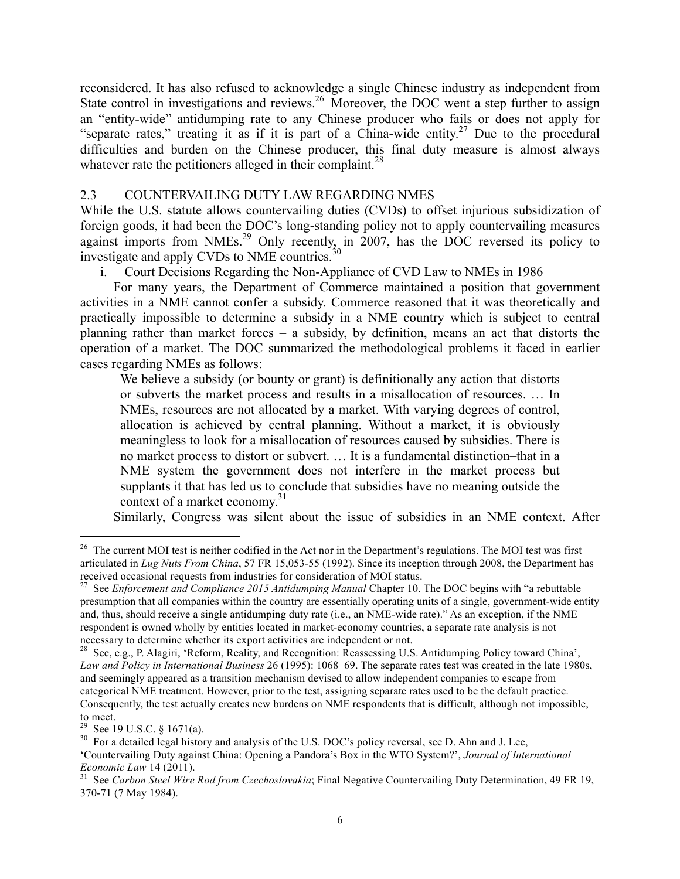reconsidered. It has also refused to acknowledge a single Chinese industry as independent from State control in investigations and reviews.[26] Moreover, the DOC went a step further to assign an "entity-wide" antidumping rate to any Chinese producer who fails or does not apply for "separate rates," treating it as if it is part of a China-wide entity.[27] Due to the procedural difficulties and burden on the Chinese producer, this final duty measure is almost always whatever rate the petitioners alleged in their complaint.[28]

## 2.3 COUNTERVAILING DUTY LAW REGARDING NMES

While the U.S. statute allows countervailing duties (CVDs) to offset injurious subsidization of foreign goods, it had been the DOC's long-standing policy not to apply countervailing measures against imports from NMEs.[29] Only recently, in 2007, has the DOC reversed its policy to investigate and apply CVDs to NME countries.[30]

### i. Court Decisions Regarding the Non-Appliance of CVD Law to NMEs in 1986

For many years, the Department of Commerce maintained a position that government activities in a NME cannot confer a subsidy. Commerce reasoned that it was theoretically and practically impossible to determine a subsidy in a NME country which is subject to central planning rather than market forces – a subsidy, by definition, means an act that distorts the operation of a market. The DOC summarized the methodological problems it faced in earlier cases regarding NMEs as follows:

> We believe a subsidy (or bounty or grant) is definitionally any action that distorts or subverts the market process and results in a misallocation of resources. … In NMEs, resources are not allocated by a market. With varying degrees of control, allocation is achieved by central planning. Without a market, it is obviously meaningless to look for a misallocation of resources caused by subsidies. There is no market process to distort or subvert. … It is a fundamental distinction–that in a NME system the government does not interfere in the market process but supplants it that has led us to conclude that subsidies have no meaning outside the context of a market economy.[31]

Similarly, Congress was silent about the issue of subsidies in an NME context. After

---

[26] The current MOI test is neither codified in the Act nor in the Department's regulations. The MOI test was first articulated in *Lug Nuts From China*, 57 FR 15,053-55 (1992). Since its inception through 2008, the Department has received occasional requests from industries for consideration of MOI status.

[27] See *Enforcement and Compliance 2015 Antidumping Manual* Chapter 10. The DOC begins with "a rebuttable presumption that all companies within the country are essentially operating units of a single, government-wide entity and, thus, should receive a single antidumping duty rate (i.e., an NME-wide rate)." As an exception, if the NME respondent is owned wholly by entities located in market-economy countries, a separate rate analysis is not necessary to determine whether its export activities are independent or not.

[28] See, e.g., P. Alagiri, 'Reform, Reality, and Recognition: Reassessing U.S. Antidumping Policy toward China', *Law and Policy in International Business* 26 (1995): 1068–69. The separate rates test was created in the late 1980s, and seemingly appeared as a transition mechanism devised to allow independent companies to escape from categorical NME treatment. However, prior to the test, assigning separate rates used to be the default practice. Consequently, the test actually creates new burdens on NME respondents that is difficult, although not impossible, to meet.

[29] See 19 U.S.C. § 1671(a).

[30] For a detailed legal history and analysis of the U.S. DOC's policy reversal, see D. Ahn and J. Lee, 'Countervailing Duty against China: Opening a Pandora's Box in the WTO System?', *Journal of International Economic Law* 14 (2011).

[31] See *Carbon Steel Wire Rod from Czechoslovakia*; Final Negative Countervailing Duty Determination, 49 FR 19, 370-71 (7 May 1984).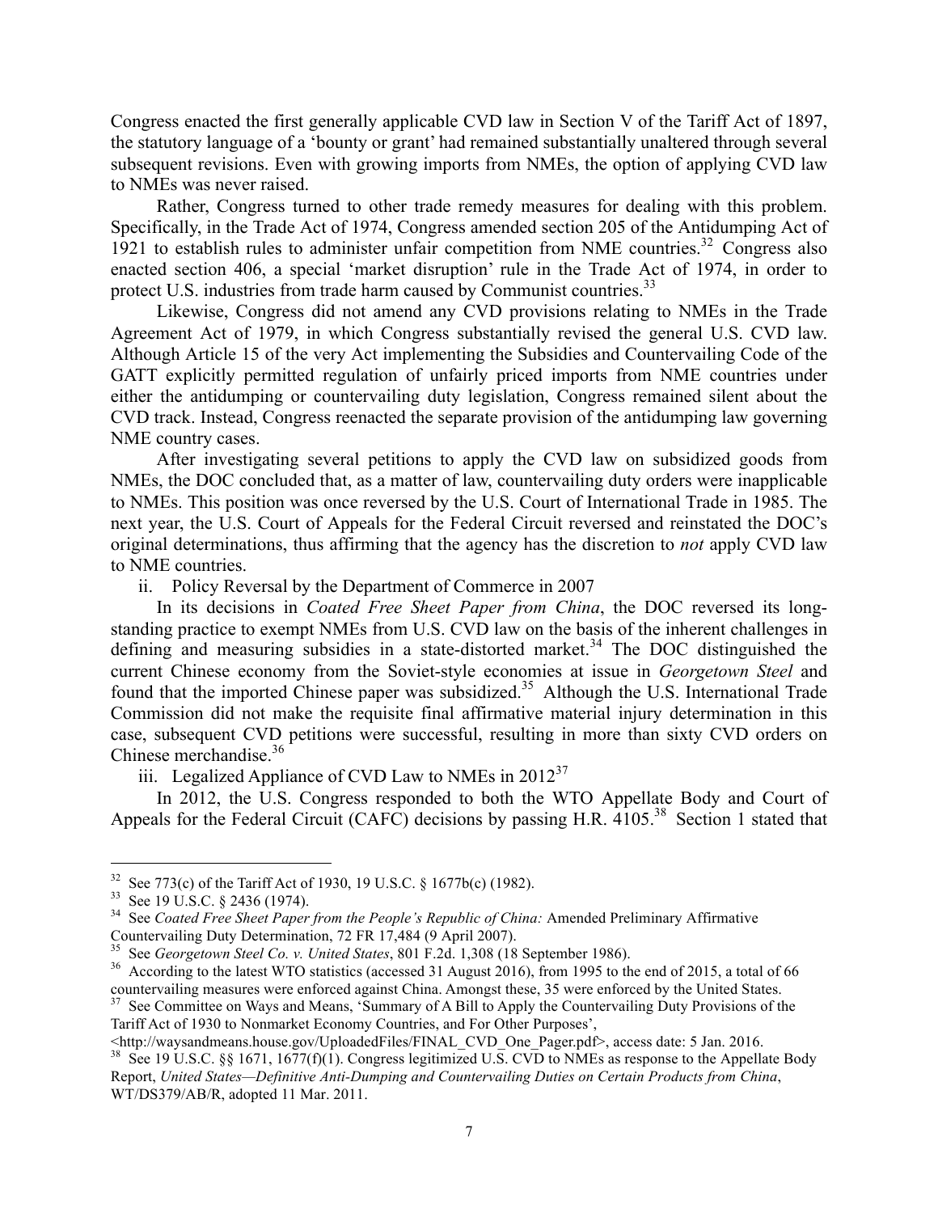Congress enacted the first generally applicable CVD law in Section V of the Tariff Act of 1897, the statutory language of a 'bounty or grant' had remained substantially unaltered through several subsequent revisions. Even with growing imports from NMEs, the option of applying CVD law to NMEs was never raised.

Rather, Congress turned to other trade remedy measures for dealing with this problem. Specifically, in the Trade Act of 1974, Congress amended section 205 of the Antidumping Act of 1921 to establish rules to administer unfair competition from NME countries.[32] Congress also enacted section 406, a special 'market disruption' rule in the Trade Act of 1974, in order to protect U.S. industries from trade harm caused by Communist countries.[33]

Likewise, Congress did not amend any CVD provisions relating to NMEs in the Trade Agreement Act of 1979, in which Congress substantially revised the general U.S. CVD law. Although Article 15 of the very Act implementing the Subsidies and Countervailing Code of the GATT explicitly permitted regulation of unfairly priced imports from NME countries under either the antidumping or countervailing duty legislation, Congress remained silent about the CVD track. Instead, Congress reenacted the separate provision of the antidumping law governing NME country cases.

After investigating several petitions to apply the CVD law on subsidized goods from NMEs, the DOC concluded that, as a matter of law, countervailing duty orders were inapplicable to NMEs. This position was once reversed by the U.S. Court of International Trade in 1985. The next year, the U.S. Court of Appeals for the Federal Circuit reversed and reinstated the DOC's original determinations, thus affirming that the agency has the discretion to *not* apply CVD law to NME countries.

ii. Policy Reversal by the Department of Commerce in 2007

In its decisions in *Coated Free Sheet Paper from China*, the DOC reversed its long-standing practice to exempt NMEs from U.S. CVD law on the basis of the inherent challenges in defining and measuring subsidies in a state-distorted market.[34] The DOC distinguished the current Chinese economy from the Soviet-style economies at issue in *Georgetown Steel* and found that the imported Chinese paper was subsidized.[35] Although the U.S. International Trade Commission did not make the requisite final affirmative material injury determination in this case, subsequent CVD petitions were successful, resulting in more than sixty CVD orders on Chinese merchandise.[36]

iii. Legalized Appliance of CVD Law to NMEs in 2012[37]

In 2012, the U.S. Congress responded to both the WTO Appellate Body and Court of Appeals for the Federal Circuit (CAFC) decisions by passing H.R. 4105.[38] Section 1 stated that

---

[32] See 773(c) of the Tariff Act of 1930, 19 U.S.C. § 1677b(c) (1982).

[33] See 19 U.S.C. § 2436 (1974).

[34] See *Coated Free Sheet Paper from the People's Republic of China:* Amended Preliminary Affirmative Countervailing Duty Determination, 72 FR 17,484 (9 April 2007).

[35] See *Georgetown Steel Co. v. United States*, 801 F.2d. 1,308 (18 September 1986).

[36] According to the latest WTO statistics (accessed 31 August 2016), from 1995 to the end of 2015, a total of 66 countervailing measures were enforced against China. Amongst these, 35 were enforced by the United States.

[37] See Committee on Ways and Means, 'Summary of A Bill to Apply the Countervailing Duty Provisions of the Tariff Act of 1930 to Nonmarket Economy Countries, and For Other Purposes', <http://waysandmeans.house.gov/UploadedFiles/FINAL_CVD_One_Pager.pdf>, access date: 5 Jan. 2016.

[38] See 19 U.S.C. §§ 1671, 1677(f)(1). Congress legitimized U.S. CVD to NMEs as response to the Appellate Body Report, *United States—Definitive Anti-Dumping and Countervailing Duties on Certain Products from China*, WT/DS379/AB/R, adopted 11 Mar. 2011.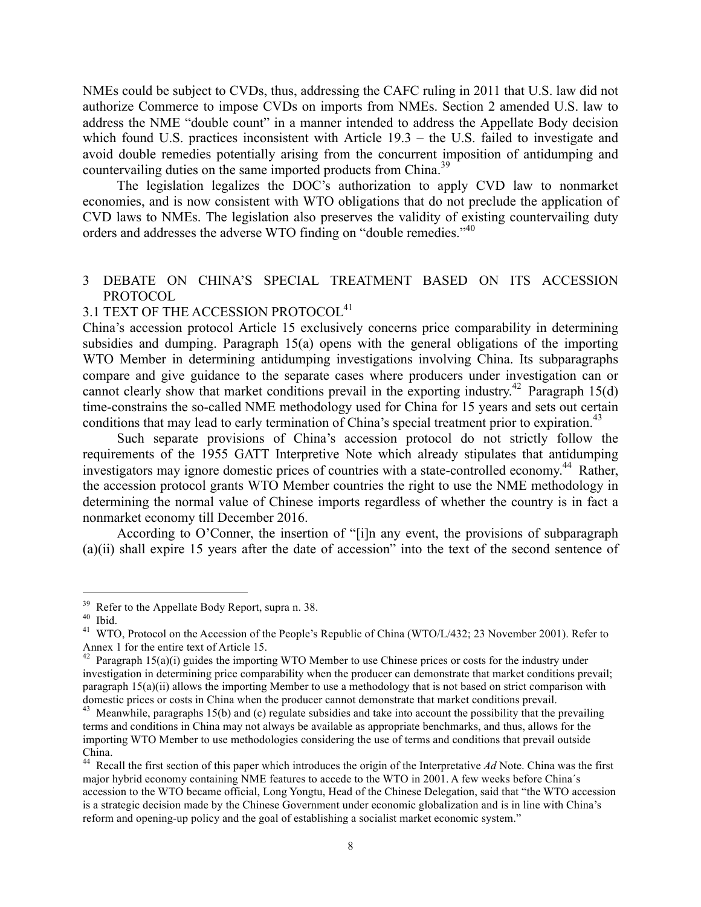NMEs could be subject to CVDs, thus, addressing the CAFC ruling in 2011 that U.S. law did not authorize Commerce to impose CVDs on imports from NMEs. Section 2 amended U.S. law to address the NME "double count" in a manner intended to address the Appellate Body decision which found U.S. practices inconsistent with Article 19.3 – the U.S. failed to investigate and avoid double remedies potentially arising from the concurrent imposition of antidumping and countervailing duties on the same imported products from China.[39]

The legislation legalizes the DOC's authorization to apply CVD law to nonmarket economies, and is now consistent with WTO obligations that do not preclude the application of CVD laws to NMEs. The legislation also preserves the validity of existing countervailing duty orders and addresses the adverse WTO finding on "double remedies."[40]

## 3 DEBATE ON CHINA'S SPECIAL TREATMENT BASED ON ITS ACCESSION PROTOCOL

### 3.1 TEXT OF THE ACCESSION PROTOCOL[41]

China's accession protocol Article 15 exclusively concerns price comparability in determining subsidies and dumping. Paragraph 15(a) opens with the general obligations of the importing WTO Member in determining antidumping investigations involving China. Its subparagraphs compare and give guidance to the separate cases where producers under investigation can or cannot clearly show that market conditions prevail in the exporting industry.[42] Paragraph 15(d) time-constrains the so-called NME methodology used for China for 15 years and sets out certain conditions that may lead to early termination of China's special treatment prior to expiration.[43]

Such separate provisions of China's accession protocol do not strictly follow the requirements of the 1955 GATT Interpretive Note which already stipulates that antidumping investigators may ignore domestic prices of countries with a state-controlled economy.[44] Rather, the accession protocol grants WTO Member countries the right to use the NME methodology in determining the normal value of Chinese imports regardless of whether the country is in fact a nonmarket economy till December 2016.

According to O'Conner, the insertion of "[i]n any event, the provisions of subparagraph (a)(ii) shall expire 15 years after the date of accession" into the text of the second sentence of

---

[39] Refer to the Appellate Body Report, supra n. 38.

[40] Ibid.

[41] WTO, Protocol on the Accession of the People's Republic of China (WTO/L/432; 23 November 2001). Refer to Annex 1 for the entire text of Article 15.

[42] Paragraph 15(a)(i) guides the importing WTO Member to use Chinese prices or costs for the industry under investigation in determining price comparability when the producer can demonstrate that market conditions prevail; paragraph 15(a)(ii) allows the importing Member to use a methodology that is not based on strict comparison with domestic prices or costs in China when the producer cannot demonstrate that market conditions prevail.

[43] Meanwhile, paragraphs 15(b) and (c) regulate subsidies and take into account the possibility that the prevailing terms and conditions in China may not always be available as appropriate benchmarks, and thus, allows for the importing WTO Member to use methodologies considering the use of terms and conditions that prevail outside China.

[44] Recall the first section of this paper which introduces the origin of the Interpretative *Ad* Note. China was the first major hybrid economy containing NME features to accede to the WTO in 2001. A few weeks before China´s accession to the WTO became official, Long Yongtu, Head of the Chinese Delegation, said that "the WTO accession is a strategic decision made by the Chinese Government under economic globalization and is in line with China's reform and opening-up policy and the goal of establishing a socialist market economic system."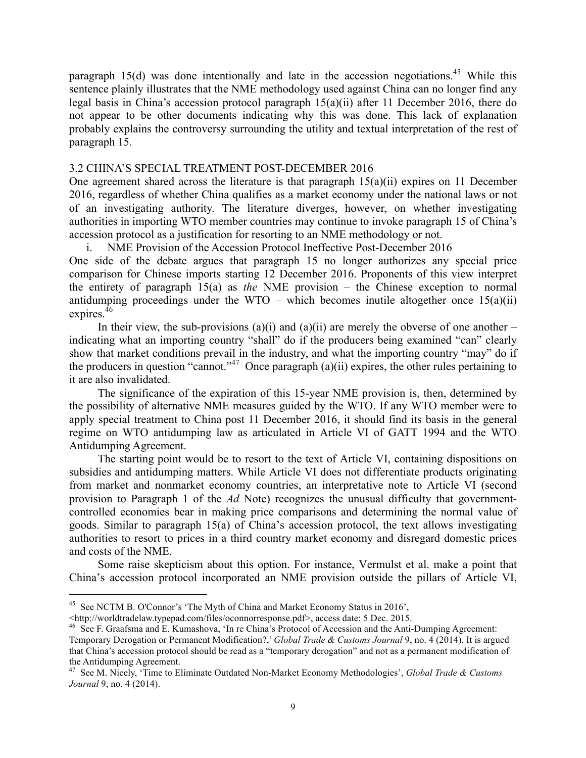paragraph 15(d) was done intentionally and late in the accession negotiations.[45] While this sentence plainly illustrates that the NME methodology used against China can no longer find any legal basis in China's accession protocol paragraph 15(a)(ii) after 11 December 2016, there do not appear to be other documents indicating why this was done. This lack of explanation probably explains the controversy surrounding the utility and textual interpretation of the rest of paragraph 15.

### 3.2 CHINA'S SPECIAL TREATMENT POST-DECEMBER 2016

One agreement shared across the literature is that paragraph 15(a)(ii) expires on 11 December 2016, regardless of whether China qualifies as a market economy under the national laws or not of an investigating authority. The literature diverges, however, on whether investigating authorities in importing WTO member countries may continue to invoke paragraph 15 of China's accession protocol as a justification for resorting to an NME methodology or not.

i. NME Provision of the Accession Protocol Ineffective Post-December 2016

One side of the debate argues that paragraph 15 no longer authorizes any special price comparison for Chinese imports starting 12 December 2016. Proponents of this view interpret the entirety of paragraph 15(a) as *the* NME provision – the Chinese exception to normal antidumping proceedings under the WTO – which becomes inutile altogether once 15(a)(ii) expires.[46]

In their view, the sub-provisions (a)(i) and (a)(ii) are merely the obverse of one another – indicating what an importing country "shall" do if the producers being examined "can" clearly show that market conditions prevail in the industry, and what the importing country "may" do if the producers in question "cannot."[47] Once paragraph (a)(ii) expires, the other rules pertaining to it are also invalidated.

The significance of the expiration of this 15-year NME provision is, then, determined by the possibility of alternative NME measures guided by the WTO. If any WTO member were to apply special treatment to China post 11 December 2016, it should find its basis in the general regime on WTO antidumping law as articulated in Article VI of GATT 1994 and the WTO Antidumping Agreement.

The starting point would be to resort to the text of Article VI, containing dispositions on subsidies and antidumping matters. While Article VI does not differentiate products originating from market and nonmarket economy countries, an interpretative note to Article VI (second provision to Paragraph 1 of the *Ad* Note) recognizes the unusual difficulty that government-controlled economies bear in making price comparisons and determining the normal value of goods. Similar to paragraph 15(a) of China's accession protocol, the text allows investigating authorities to resort to prices in a third country market economy and disregard domestic prices and costs of the NME.

Some raise skepticism about this option. For instance, Vermulst et al. make a point that China's accession protocol incorporated an NME provision outside the pillars of Article VI,

---

[45] See NCTM B. O'Connor's 'The Myth of China and Market Economy Status in 2016', <http://worldtradelaw.typepad.com/files/oconnorresponse.pdf>, access date: 5 Dec. 2015.

[46] See F. Graafsma and E. Kumashova, 'In re China's Protocol of Accession and the Anti-Dumping Agreement: Temporary Derogation or Permanent Modification?,' *Global Trade & Customs Journal* 9, no. 4 (2014). It is argued that China's accession protocol should be read as a "temporary derogation" and not as a permanent modification of the Antidumping Agreement.

[47] See M. Nicely, 'Time to Eliminate Outdated Non-Market Economy Methodologies', *Global Trade & Customs Journal* 9, no. 4 (2014).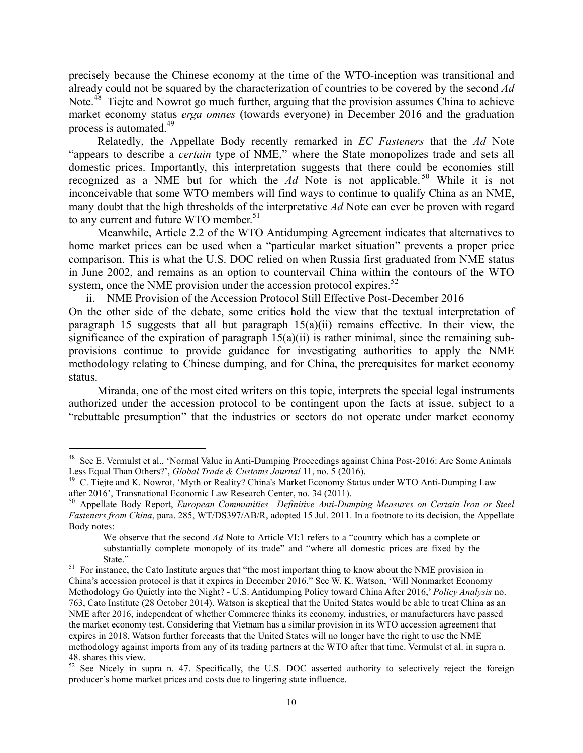precisely because the Chinese economy at the time of the WTO-inception was transitional and already could not be squared by the characterization of countries to be covered by the second *Ad* Note.[48] Tiejte and Nowrot go much further, arguing that the provision assumes China to achieve market economy status *erga omnes* (towards everyone) in December 2016 and the graduation process is automated.[49]

Relatedly, the Appellate Body recently remarked in *EC–Fasteners* that the *Ad* Note "appears to describe a *certain* type of NME," where the State monopolizes trade and sets all domestic prices. Importantly, this interpretation suggests that there could be economies still recognized as a NME but for which the *Ad* Note is not applicable.[50] While it is not inconceivable that some WTO members will find ways to continue to qualify China as an NME, many doubt that the high thresholds of the interpretative *Ad* Note can ever be proven with regard to any current and future WTO member.[51]

Meanwhile, Article 2.2 of the WTO Antidumping Agreement indicates that alternatives to home market prices can be used when a "particular market situation" prevents a proper price comparison. This is what the U.S. DOC relied on when Russia first graduated from NME status in June 2002, and remains as an option to countervail China within the contours of the WTO system, once the NME provision under the accession protocol expires.[52]

ii. NME Provision of the Accession Protocol Still Effective Post-December 2016

On the other side of the debate, some critics hold the view that the textual interpretation of paragraph 15 suggests that all but paragraph 15(a)(ii) remains effective. In their view, the significance of the expiration of paragraph 15(a)(ii) is rather minimal, since the remaining sub-provisions continue to provide guidance for investigating authorities to apply the NME methodology relating to Chinese dumping, and for China, the prerequisites for market economy status.

Miranda, one of the most cited writers on this topic, interprets the special legal instruments authorized under the accession protocol to be contingent upon the facts at issue, subject to a "rebuttable presumption" that the industries or sectors do not operate under market economy

---

[48] See E. Vermulst et al., 'Normal Value in Anti-Dumping Proceedings against China Post-2016: Are Some Animals Less Equal Than Others?', *Global Trade & Customs Journal* 11, no. 5 (2016).

[49] C. Tiejte and K. Nowrot, 'Myth or Reality? China's Market Economy Status under WTO Anti-Dumping Law after 2016', Transnational Economic Law Research Center, no. 34 (2011).

[50] Appellate Body Report, *European Communities—Definitive Anti-Dumping Measures on Certain Iron or Steel Fasteners from China*, para. 285, WT/DS397/AB/R, adopted 15 Jul. 2011. In a footnote to its decision, the Appellate Body notes:

> We observe that the second *Ad* Note to Article VI:1 refers to a "country which has a complete or substantially complete monopoly of its trade" and "where all domestic prices are fixed by the State."

[51] For instance, the Cato Institute argues that "the most important thing to know about the NME provision in China's accession protocol is that it expires in December 2016." See W. K. Watson, 'Will Nonmarket Economy Methodology Go Quietly into the Night? - U.S. Antidumping Policy toward China After 2016,' *Policy Analysis* no. 763, Cato Institute (28 October 2014). Watson is skeptical that the United States would be able to treat China as an NME after 2016, independent of whether Commerce thinks its economy, industries, or manufacturers have passed the market economy test. Considering that Vietnam has a similar provision in its WTO accession agreement that expires in 2018, Watson further forecasts that the United States will no longer have the right to use the NME methodology against imports from any of its trading partners at the WTO after that time. Vermulst et al. in supra n. 48. shares this view.

[52] See Nicely in supra n. 47. Specifically, the U.S. DOC asserted authority to selectively reject the foreign producer's home market prices and costs due to lingering state influence.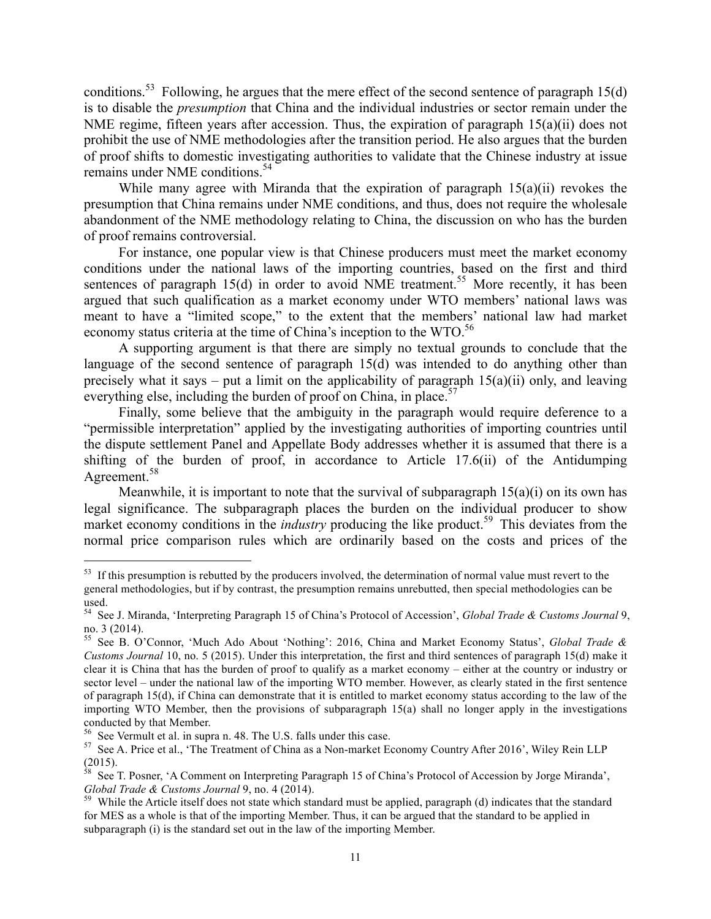conditions.[53] Following, he argues that the mere effect of the second sentence of paragraph 15(d) is to disable the *presumption* that China and the individual industries or sector remain under the NME regime, fifteen years after accession. Thus, the expiration of paragraph 15(a)(ii) does not prohibit the use of NME methodologies after the transition period. He also argues that the burden of proof shifts to domestic investigating authorities to validate that the Chinese industry at issue remains under NME conditions.[54]

While many agree with Miranda that the expiration of paragraph 15(a)(ii) revokes the presumption that China remains under NME conditions, and thus, does not require the wholesale abandonment of the NME methodology relating to China, the discussion on who has the burden of proof remains controversial.

For instance, one popular view is that Chinese producers must meet the market economy conditions under the national laws of the importing countries, based on the first and third sentences of paragraph 15(d) in order to avoid NME treatment.[55] More recently, it has been argued that such qualification as a market economy under WTO members' national laws was meant to have a "limited scope," to the extent that the members' national law had market economy status criteria at the time of China's inception to the WTO.[56]

A supporting argument is that there are simply no textual grounds to conclude that the language of the second sentence of paragraph 15(d) was intended to do anything other than precisely what it says – put a limit on the applicability of paragraph 15(a)(ii) only, and leaving everything else, including the burden of proof on China, in place.[57]

Finally, some believe that the ambiguity in the paragraph would require deference to a "permissible interpretation" applied by the investigating authorities of importing countries until the dispute settlement Panel and Appellate Body addresses whether it is assumed that there is a shifting of the burden of proof, in accordance to Article 17.6(ii) of the Antidumping Agreement.[58]

Meanwhile, it is important to note that the survival of subparagraph 15(a)(i) on its own has legal significance. The subparagraph places the burden on the individual producer to show market economy conditions in the *industry* producing the like product.[59] This deviates from the normal price comparison rules which are ordinarily based on the costs and prices of the

---

[53] If this presumption is rebutted by the producers involved, the determination of normal value must revert to the general methodologies, but if by contrast, the presumption remains unrebutted, then special methodologies can be used.

[54] See J. Miranda, 'Interpreting Paragraph 15 of China's Protocol of Accession', *Global Trade & Customs Journal* 9, no. 3 (2014).

[55] See B. O'Connor, 'Much Ado About 'Nothing': 2016, China and Market Economy Status', *Global Trade & Customs Journal* 10, no. 5 (2015). Under this interpretation, the first and third sentences of paragraph 15(d) make it clear it is China that has the burden of proof to qualify as a market economy – either at the country or industry or sector level – under the national law of the importing WTO member. However, as clearly stated in the first sentence of paragraph 15(d), if China can demonstrate that it is entitled to market economy status according to the law of the importing WTO Member, then the provisions of subparagraph 15(a) shall no longer apply in the investigations conducted by that Member.

[56] See Vermult et al. in supra n. 48. The U.S. falls under this case.

[57] See A. Price et al., 'The Treatment of China as a Non-market Economy Country After 2016', Wiley Rein LLP (2015).

[58] See T. Posner, 'A Comment on Interpreting Paragraph 15 of China's Protocol of Accession by Jorge Miranda', *Global Trade & Customs Journal* 9, no. 4 (2014).

[59] While the Article itself does not state which standard must be applied, paragraph (d) indicates that the standard for MES as a whole is that of the importing Member. Thus, it can be argued that the standard to be applied in subparagraph (i) is the standard set out in the law of the importing Member.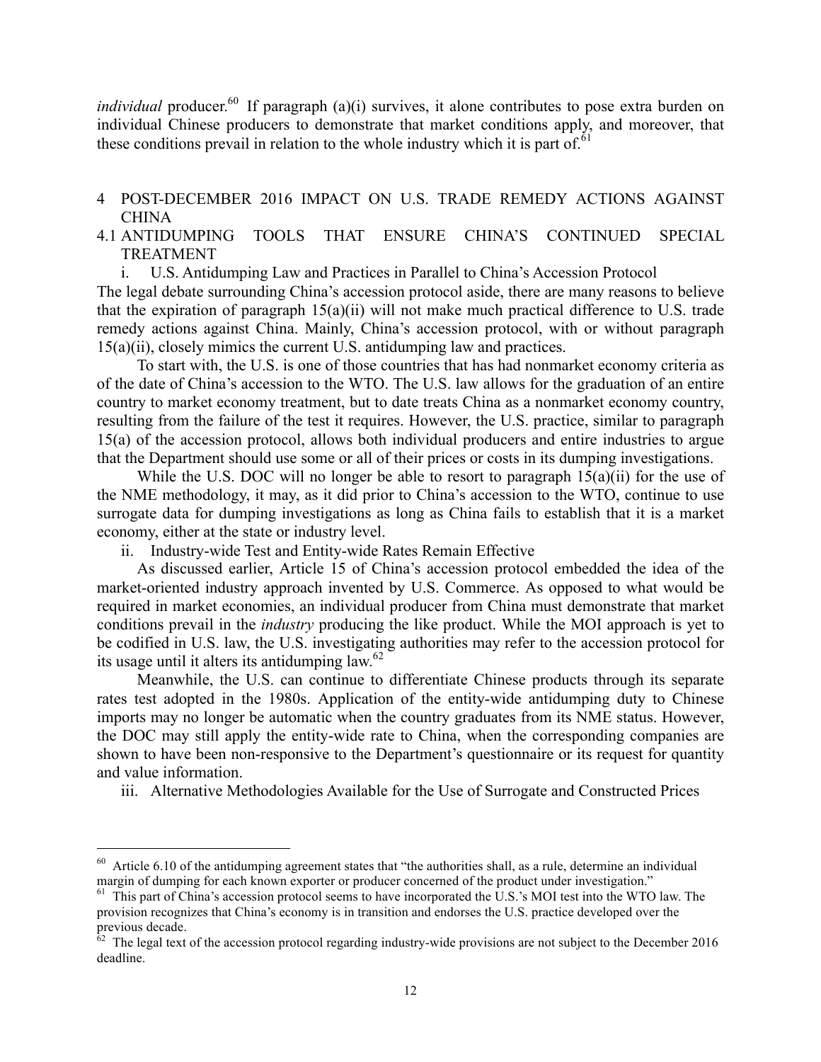*individual* producer.[60] If paragraph (a)(i) survives, it alone contributes to pose extra burden on individual Chinese producers to demonstrate that market conditions apply, and moreover, that these conditions prevail in relation to the whole industry which it is part of.[61]

# 4 POST-DECEMBER 2016 IMPACT ON U.S. TRADE REMEDY ACTIONS AGAINST CHINA

## 4.1 ANTIDUMPING TOOLS THAT ENSURE CHINA'S CONTINUED SPECIAL TREATMENT

### i. U.S. Antidumping Law and Practices in Parallel to China's Accession Protocol

The legal debate surrounding China's accession protocol aside, there are many reasons to believe that the expiration of paragraph 15(a)(ii) will not make much practical difference to U.S. trade remedy actions against China. Mainly, China's accession protocol, with or without paragraph 15(a)(ii), closely mimics the current U.S. antidumping law and practices.

To start with, the U.S. is one of those countries that has had nonmarket economy criteria as of the date of China's accession to the WTO. The U.S. law allows for the graduation of an entire country to market economy treatment, but to date treats China as a nonmarket economy country, resulting from the failure of the test it requires. However, the U.S. practice, similar to paragraph 15(a) of the accession protocol, allows both individual producers and entire industries to argue that the Department should use some or all of their prices or costs in its dumping investigations.

While the U.S. DOC will no longer be able to resort to paragraph 15(a)(ii) for the use of the NME methodology, it may, as it did prior to China's accession to the WTO, continue to use surrogate data for dumping investigations as long as China fails to establish that it is a market economy, either at the state or industry level.

### ii. Industry-wide Test and Entity-wide Rates Remain Effective

As discussed earlier, Article 15 of China's accession protocol embedded the idea of the market-oriented industry approach invented by U.S. Commerce. As opposed to what would be required in market economies, an individual producer from China must demonstrate that market conditions prevail in the *industry* producing the like product. While the MOI approach is yet to be codified in U.S. law, the U.S. investigating authorities may refer to the accession protocol for its usage until it alters its antidumping law.[62]

Meanwhile, the U.S. can continue to differentiate Chinese products through its separate rates test adopted in the 1980s. Application of the entity-wide antidumping duty to Chinese imports may no longer be automatic when the country graduates from its NME status. However, the DOC may still apply the entity-wide rate to China, when the corresponding companies are shown to have been non-responsive to the Department's questionnaire or its request for quantity and value information.

### iii. Alternative Methodologies Available for the Use of Surrogate and Constructed Prices

---

[60] Article 6.10 of the antidumping agreement states that "the authorities shall, as a rule, determine an individual margin of dumping for each known exporter or producer concerned of the product under investigation."

[61] This part of China's accession protocol seems to have incorporated the U.S.'s MOI test into the WTO law. The provision recognizes that China's economy is in transition and endorses the U.S. practice developed over the previous decade.

[62] The legal text of the accession protocol regarding industry-wide provisions are not subject to the December 2016 deadline.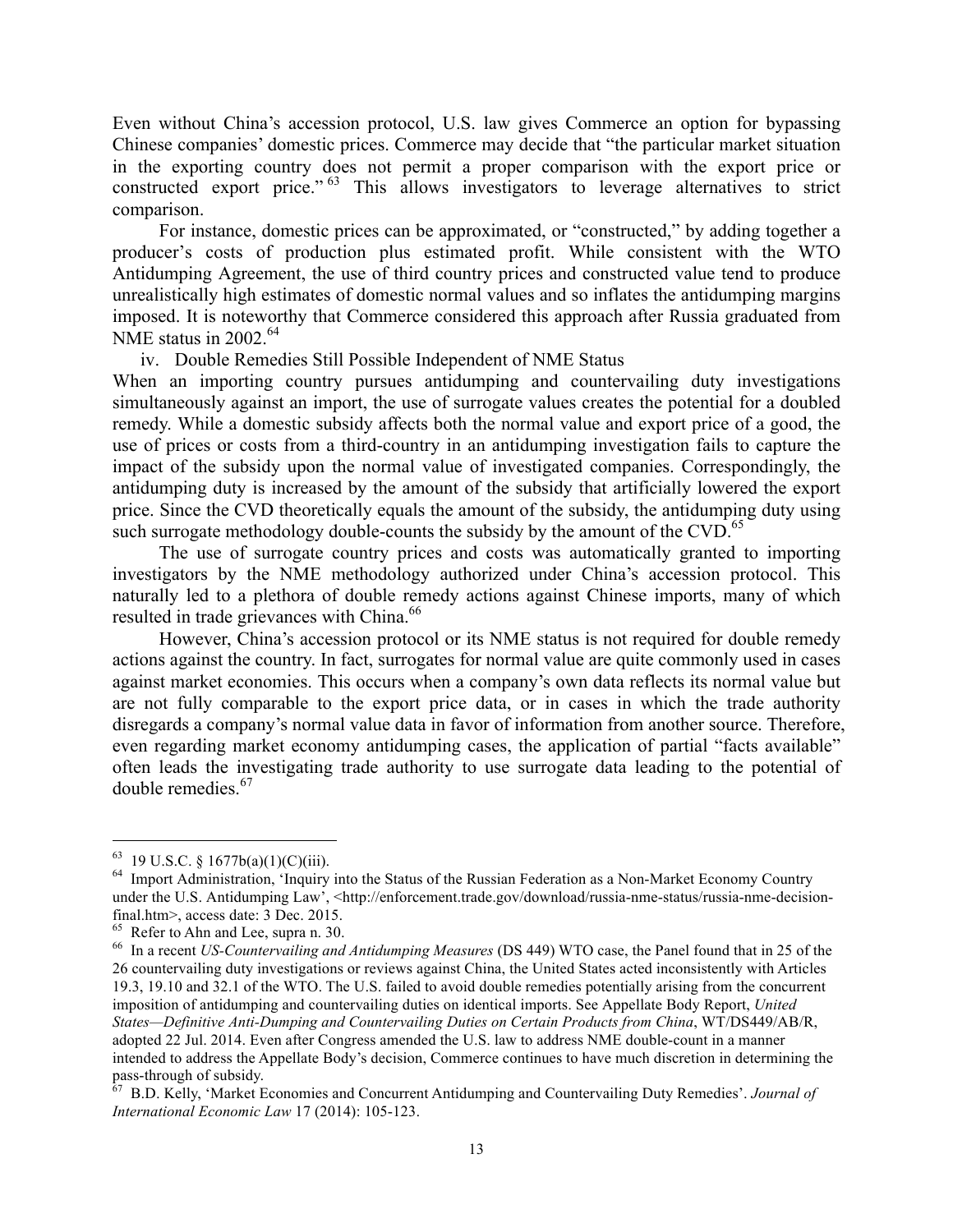Even without China's accession protocol, U.S. law gives Commerce an option for bypassing Chinese companies' domestic prices. Commerce may decide that "the particular market situation in the exporting country does not permit a proper comparison with the export price or constructed export price."[63] This allows investigators to leverage alternatives to strict comparison.

For instance, domestic prices can be approximated, or "constructed," by adding together a producer's costs of production plus estimated profit. While consistent with the WTO Antidumping Agreement, the use of third country prices and constructed value tend to produce unrealistically high estimates of domestic normal values and so inflates the antidumping margins imposed. It is noteworthy that Commerce considered this approach after Russia graduated from NME status in 2002.[64]

iv. Double Remedies Still Possible Independent of NME Status

When an importing country pursues antidumping and countervailing duty investigations simultaneously against an import, the use of surrogate values creates the potential for a doubled remedy. While a domestic subsidy affects both the normal value and export price of a good, the use of prices or costs from a third-country in an antidumping investigation fails to capture the impact of the subsidy upon the normal value of investigated companies. Correspondingly, the antidumping duty is increased by the amount of the subsidy that artificially lowered the export price. Since the CVD theoretically equals the amount of the subsidy, the antidumping duty using such surrogate methodology double-counts the subsidy by the amount of the CVD.[65]

The use of surrogate country prices and costs was automatically granted to importing investigators by the NME methodology authorized under China's accession protocol. This naturally led to a plethora of double remedy actions against Chinese imports, many of which resulted in trade grievances with China.[66]

However, China's accession protocol or its NME status is not required for double remedy actions against the country. In fact, surrogates for normal value are quite commonly used in cases against market economies. This occurs when a company's own data reflects its normal value but are not fully comparable to the export price data, or in cases in which the trade authority disregards a company's normal value data in favor of information from another source. Therefore, even regarding market economy antidumping cases, the application of partial "facts available" often leads the investigating trade authority to use surrogate data leading to the potential of double remedies.[67]

---

[63] 19 U.S.C. § 1677b(a)(1)(C)(iii).

[64] Import Administration, 'Inquiry into the Status of the Russian Federation as a Non-Market Economy Country under the U.S. Antidumping Law', <http://enforcement.trade.gov/download/russia-nme-status/russia-nme-decision-final.htm>, access date: 3 Dec. 2015.

[65] Refer to Ahn and Lee, supra n. 30.

[66] In a recent *US-Countervailing and Antidumping Measures* (DS 449) WTO case, the Panel found that in 25 of the 26 countervailing duty investigations or reviews against China, the United States acted inconsistently with Articles 19.3, 19.10 and 32.1 of the WTO. The U.S. failed to avoid double remedies potentially arising from the concurrent imposition of antidumping and countervailing duties on identical imports. See Appellate Body Report, *United States—Definitive Anti-Dumping and Countervailing Duties on Certain Products from China*, WT/DS449/AB/R, adopted 22 Jul. 2014. Even after Congress amended the U.S. law to address NME double-count in a manner intended to address the Appellate Body's decision, Commerce continues to have much discretion in determining the pass-through of subsidy.

[67] B.D. Kelly, 'Market Economies and Concurrent Antidumping and Countervailing Duty Remedies'. *Journal of International Economic Law* 17 (2014): 105-123.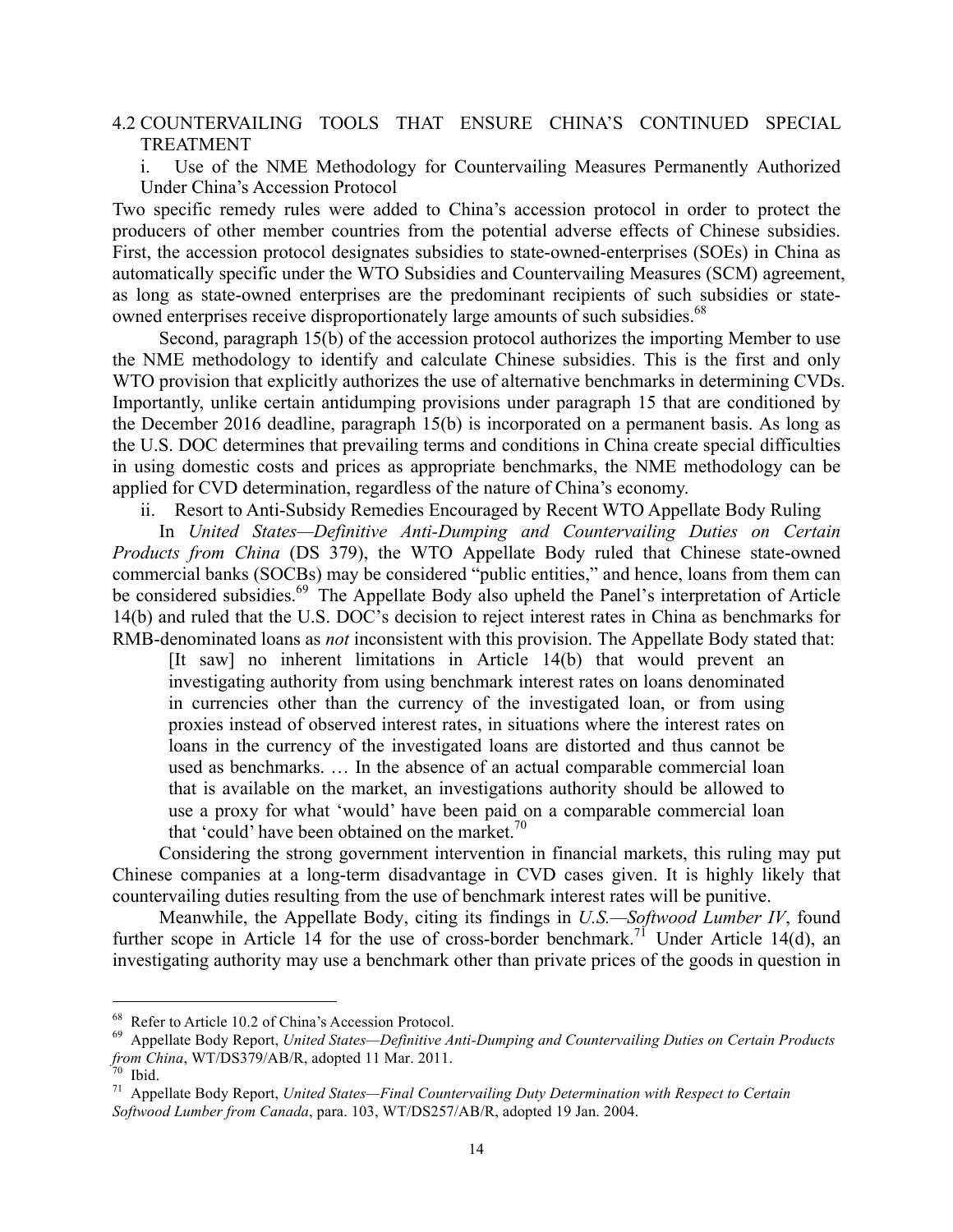### 4.2 COUNTERVAILING TOOLS THAT ENSURE CHINA'S CONTINUED SPECIAL TREATMENT

#### i. Use of the NME Methodology for Countervailing Measures Permanently Authorized Under China's Accession Protocol

Two specific remedy rules were added to China's accession protocol in order to protect the producers of other member countries from the potential adverse effects of Chinese subsidies. First, the accession protocol designates subsidies to state-owned-enterprises (SOEs) in China as automatically specific under the WTO Subsidies and Countervailing Measures (SCM) agreement, as long as state-owned enterprises are the predominant recipients of such subsidies or state-owned enterprises receive disproportionately large amounts of such subsidies.[68]

Second, paragraph 15(b) of the accession protocol authorizes the importing Member to use the NME methodology to identify and calculate Chinese subsidies. This is the first and only WTO provision that explicitly authorizes the use of alternative benchmarks in determining CVDs. Importantly, unlike certain antidumping provisions under paragraph 15 that are conditioned by the December 2016 deadline, paragraph 15(b) is incorporated on a permanent basis. As long as the U.S. DOC determines that prevailing terms and conditions in China create special difficulties in using domestic costs and prices as appropriate benchmarks, the NME methodology can be applied for CVD determination, regardless of the nature of China's economy.

#### ii. Resort to Anti-Subsidy Remedies Encouraged by Recent WTO Appellate Body Ruling

In *United States—Definitive Anti-Dumping and Countervailing Duties on Certain Products from China* (DS 379), the WTO Appellate Body ruled that Chinese state-owned commercial banks (SOCBs) may be considered "public entities," and hence, loans from them can be considered subsidies.[69] The Appellate Body also upheld the Panel's interpretation of Article 14(b) and ruled that the U.S. DOC's decision to reject interest rates in China as benchmarks for RMB-denominated loans as *not* inconsistent with this provision. The Appellate Body stated that:

> [It saw] no inherent limitations in Article 14(b) that would prevent an investigating authority from using benchmark interest rates on loans denominated in currencies other than the currency of the investigated loan, or from using proxies instead of observed interest rates, in situations where the interest rates on loans in the currency of the investigated loans are distorted and thus cannot be used as benchmarks. … In the absence of an actual comparable commercial loan that is available on the market, an investigations authority should be allowed to use a proxy for what 'would' have been paid on a comparable commercial loan that 'could' have been obtained on the market.[70]

Considering the strong government intervention in financial markets, this ruling may put Chinese companies at a long-term disadvantage in CVD cases given. It is highly likely that countervailing duties resulting from the use of benchmark interest rates will be punitive.

Meanwhile, the Appellate Body, citing its findings in *U.S.—Softwood Lumber IV*, found further scope in Article 14 for the use of cross-border benchmark.[71] Under Article 14(d), an investigating authority may use a benchmark other than private prices of the goods in question in

---

[68] Refer to Article 10.2 of China's Accession Protocol.

[69] Appellate Body Report, *United States—Definitive Anti-Dumping and Countervailing Duties on Certain Products from China*, WT/DS379/AB/R, adopted 11 Mar. 2011.

[70] Ibid.

[71] Appellate Body Report, *United States—Final Countervailing Duty Determination with Respect to Certain Softwood Lumber from Canada*, para. 103, WT/DS257/AB/R, adopted 19 Jan. 2004.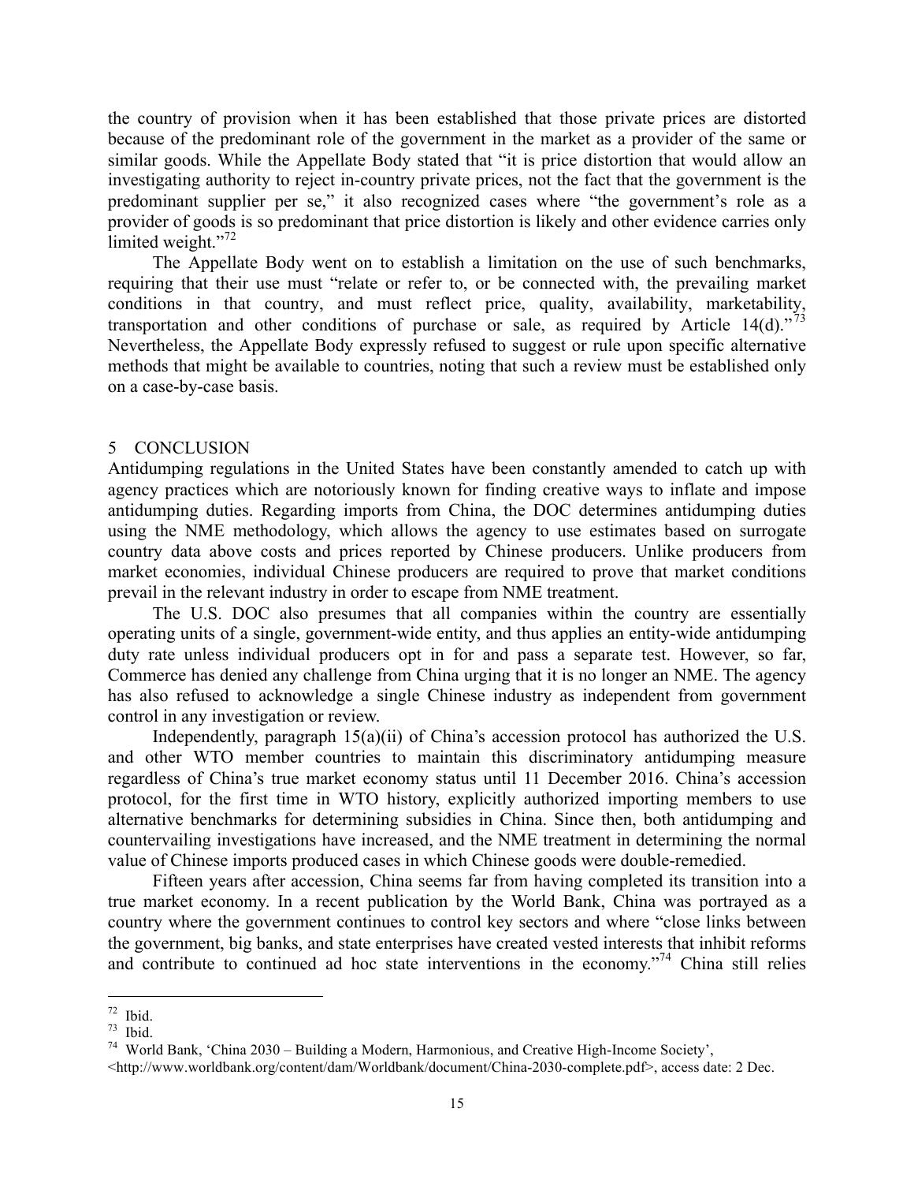the country of provision when it has been established that those private prices are distorted because of the predominant role of the government in the market as a provider of the same or similar goods. While the Appellate Body stated that "it is price distortion that would allow an investigating authority to reject in-country private prices, not the fact that the government is the predominant supplier per se," it also recognized cases where "the government's role as a provider of goods is so predominant that price distortion is likely and other evidence carries only limited weight."[72]

The Appellate Body went on to establish a limitation on the use of such benchmarks, requiring that their use must "relate or refer to, or be connected with, the prevailing market conditions in that country, and must reflect price, quality, availability, marketability, transportation and other conditions of purchase or sale, as required by Article 14(d)."[73] Nevertheless, the Appellate Body expressly refused to suggest or rule upon specific alternative methods that might be available to countries, noting that such a review must be established only on a case-by-case basis.

## 5 CONCLUSION

Antidumping regulations in the United States have been constantly amended to catch up with agency practices which are notoriously known for finding creative ways to inflate and impose antidumping duties. Regarding imports from China, the DOC determines antidumping duties using the NME methodology, which allows the agency to use estimates based on surrogate country data above costs and prices reported by Chinese producers. Unlike producers from market economies, individual Chinese producers are required to prove that market conditions prevail in the relevant industry in order to escape from NME treatment.

The U.S. DOC also presumes that all companies within the country are essentially operating units of a single, government-wide entity, and thus applies an entity-wide antidumping duty rate unless individual producers opt in for and pass a separate test. However, so far, Commerce has denied any challenge from China urging that it is no longer an NME. The agency has also refused to acknowledge a single Chinese industry as independent from government control in any investigation or review.

Independently, paragraph 15(a)(ii) of China's accession protocol has authorized the U.S. and other WTO member countries to maintain this discriminatory antidumping measure regardless of China's true market economy status until 11 December 2016. China's accession protocol, for the first time in WTO history, explicitly authorized importing members to use alternative benchmarks for determining subsidies in China. Since then, both antidumping and countervailing investigations have increased, and the NME treatment in determining the normal value of Chinese imports produced cases in which Chinese goods were double-remedied.

Fifteen years after accession, China seems far from having completed its transition into a true market economy. In a recent publication by the World Bank, China was portrayed as a country where the government continues to control key sectors and where "close links between the government, big banks, and state enterprises have created vested interests that inhibit reforms and contribute to continued ad hoc state interventions in the economy."[74] China still relies

---

[72] Ibid.

[73] Ibid.

[74] World Bank, 'China 2030 – Building a Modern, Harmonious, and Creative High-Income Society', <http://www.worldbank.org/content/dam/Worldbank/document/China-2030-complete.pdf>, access date: 2 Dec.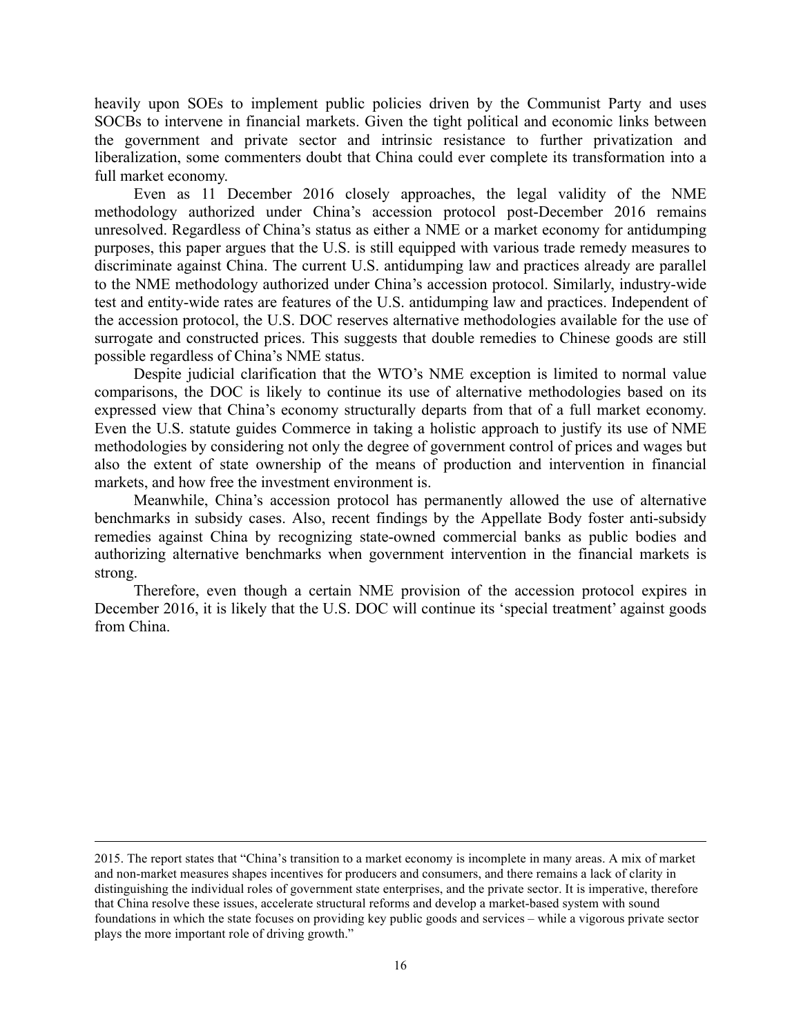heavily upon SOEs to implement public policies driven by the Communist Party and uses SOCBs to intervene in financial markets. Given the tight political and economic links between the government and private sector and intrinsic resistance to further privatization and liberalization, some commenters doubt that China could ever complete its transformation into a full market economy.

Even as 11 December 2016 closely approaches, the legal validity of the NME methodology authorized under China's accession protocol post-December 2016 remains unresolved. Regardless of China's status as either a NME or a market economy for antidumping purposes, this paper argues that the U.S. is still equipped with various trade remedy measures to discriminate against China. The current U.S. antidumping law and practices already are parallel to the NME methodology authorized under China's accession protocol. Similarly, industry-wide test and entity-wide rates are features of the U.S. antidumping law and practices. Independent of the accession protocol, the U.S. DOC reserves alternative methodologies available for the use of surrogate and constructed prices. This suggests that double remedies to Chinese goods are still possible regardless of China's NME status.

Despite judicial clarification that the WTO's NME exception is limited to normal value comparisons, the DOC is likely to continue its use of alternative methodologies based on its expressed view that China's economy structurally departs from that of a full market economy. Even the U.S. statute guides Commerce in taking a holistic approach to justify its use of NME methodologies by considering not only the degree of government control of prices and wages but also the extent of state ownership of the means of production and intervention in financial markets, and how free the investment environment is.

Meanwhile, China's accession protocol has permanently allowed the use of alternative benchmarks in subsidy cases. Also, recent findings by the Appellate Body foster anti-subsidy remedies against China by recognizing state-owned commercial banks as public bodies and authorizing alternative benchmarks when government intervention in the financial markets is strong.

Therefore, even though a certain NME provision of the accession protocol expires in December 2016, it is likely that the U.S. DOC will continue its 'special treatment' against goods from China.

---

2015. The report states that "China's transition to a market economy is incomplete in many areas. A mix of market and non-market measures shapes incentives for producers and consumers, and there remains a lack of clarity in distinguishing the individual roles of government state enterprises, and the private sector. It is imperative, therefore that China resolve these issues, accelerate structural reforms and develop a market-based system with sound foundations in which the state focuses on providing key public goods and services – while a vigorous private sector plays the more important role of driving growth."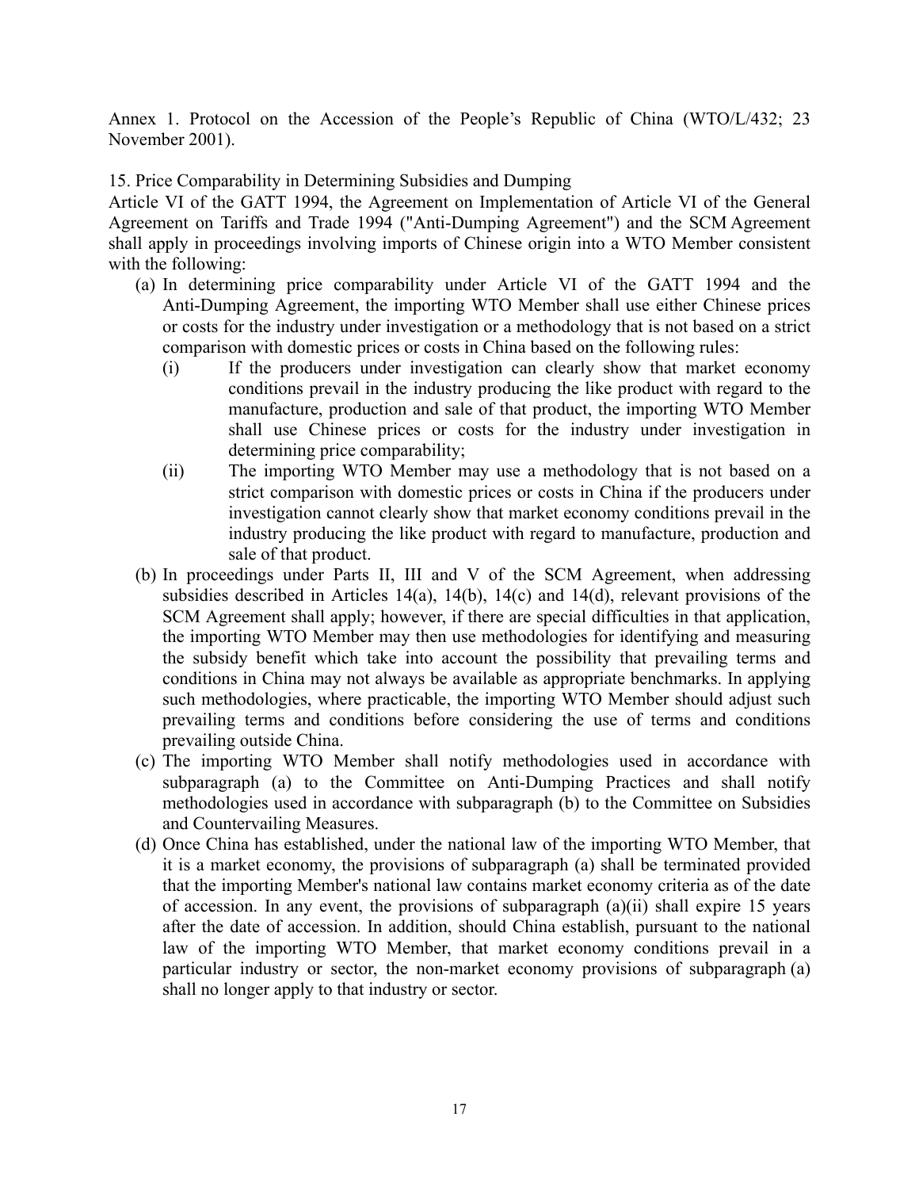Annex 1. Protocol on the Accession of the People's Republic of China (WTO/L/432; 23 November 2001).

15. Price Comparability in Determining Subsidies and Dumping

Article VI of the GATT 1994, the Agreement on Implementation of Article VI of the General Agreement on Tariffs and Trade 1994 ("Anti-Dumping Agreement") and the SCM Agreement shall apply in proceedings involving imports of Chinese origin into a WTO Member consistent with the following:

(a) In determining price comparability under Article VI of the GATT 1994 and the Anti-Dumping Agreement, the importing WTO Member shall use either Chinese prices or costs for the industry under investigation or a methodology that is not based on a strict comparison with domestic prices or costs in China based on the following rules:
   - (i) If the producers under investigation can clearly show that market economy conditions prevail in the industry producing the like product with regard to the manufacture, production and sale of that product, the importing WTO Member shall use Chinese prices or costs for the industry under investigation in determining price comparability;
   - (ii) The importing WTO Member may use a methodology that is not based on a strict comparison with domestic prices or costs in China if the producers under investigation cannot clearly show that market economy conditions prevail in the industry producing the like product with regard to manufacture, production and sale of that product.

(b) In proceedings under Parts II, III and V of the SCM Agreement, when addressing subsidies described in Articles 14(a), 14(b), 14(c) and 14(d), relevant provisions of the SCM Agreement shall apply; however, if there are special difficulties in that application, the importing WTO Member may then use methodologies for identifying and measuring the subsidy benefit which take into account the possibility that prevailing terms and conditions in China may not always be available as appropriate benchmarks. In applying such methodologies, where practicable, the importing WTO Member should adjust such prevailing terms and conditions before considering the use of terms and conditions prevailing outside China.

(c) The importing WTO Member shall notify methodologies used in accordance with subparagraph (a) to the Committee on Anti-Dumping Practices and shall notify methodologies used in accordance with subparagraph (b) to the Committee on Subsidies and Countervailing Measures.

(d) Once China has established, under the national law of the importing WTO Member, that it is a market economy, the provisions of subparagraph (a) shall be terminated provided that the importing Member's national law contains market economy criteria as of the date of accession. In any event, the provisions of subparagraph (a)(ii) shall expire 15 years after the date of accession. In addition, should China establish, pursuant to the national law of the importing WTO Member, that market economy conditions prevail in a particular industry or sector, the non-market economy provisions of subparagraph (a) shall no longer apply to that industry or sector.